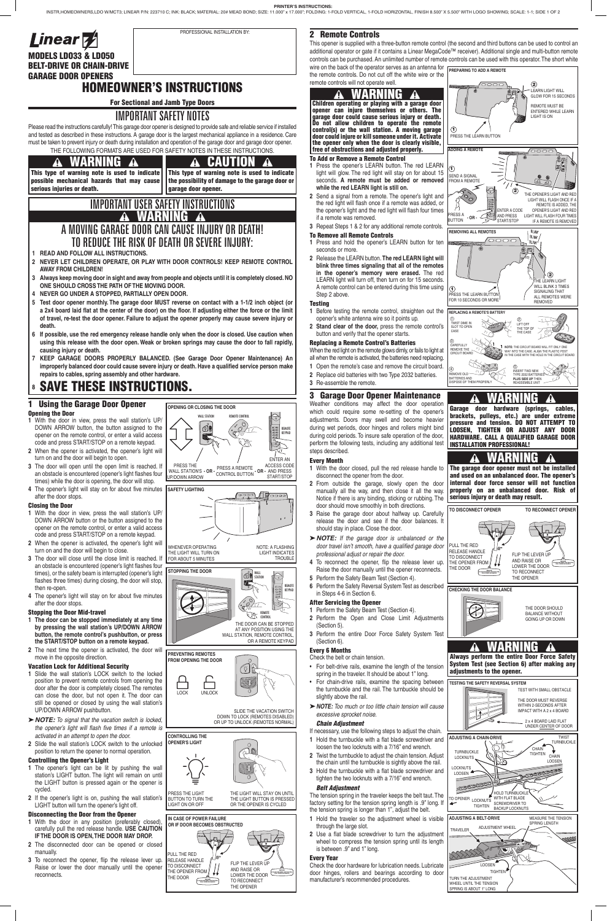PRINTER'S INSTRUCTIONS:
INSTR,HOMEOWNERS,LDO W/MCT3; LINEAR P/N: 223710 C; INK: BLACK; MATERIAL: 20# MEAD BOND; SIZE: 11.000" x 17.000"; FOLDING: 1-FOLD VERTICAL, 1-FOLD HORIZONTAL, FINISH 8.500" X 5.500" WITH LOGO SHOWING; SCALE: 1-1; SIDE 1 OF 2

Linear

PROFESSIONAL INSTALLATION BY:

**MODELS LD033 & LD050**
**BELT-DRIVE OR CHAIN-DRIVE GARAGE DOOR OPENERS**

# HOMEOWNER'S INSTRUCTIONS

**For Sectional and Jamb Type Doors**

## IMPORTANT SAFETY NOTES

Please read the instructions carefully! This garage door opener is designed to provide safe and reliable service if installed and tested as described in these instructions. A garage door is the largest mechanical appliance in a residence. Care must be taken to prevent injury or death during installation and operation of the garage door and garage door opener.

THE FOLLOWING FORMATS ARE USED FOR SAFETY NOTES IN THESE INSTRUCTIONS.

**⚠ WARNING ⚠**
**This type of warning note is used to indicate possible mechanical hazards that may cause serious injuries or death.**

**⚠ CAUTION ⚠**
**This type of warning note is used to indicate the possibility of damage to the garage door or garage door opener.**

## IMPORTANT USER SAFETY INSTRUCTIONS

**⚠ WARNING ⚠**

### A MOVING GARAGE DOOR CAN CAUSE INJURY OR DEATH! TO REDUCE THE RISK OF DEATH OR SEVERE INJURY:

1. **READ AND FOLLOW ALL INSTRUCTIONS.**
2. **NEVER LET CHILDREN OPERATE, OR PLAY WITH DOOR CONTROLS! KEEP REMOTE CONTROL AWAY FROM CHILDREN!**
3. **Always keep moving door in sight and away from people and objects until it is completely closed. NO ONE SHOULD CROSS THE PATH OF THE MOVING DOOR.**
4. **NEVER GO UNDER A STOPPED, PARTIALLY OPEN DOOR.**
5. **Test door opener monthly. The garage door MUST reverse on contact with a 1-1/2 inch object (or a 2x4 board laid flat at the center of the door) on the floor. If adjusting either the force or the limit of travel, re-test the door opener. Failure to adjust the opener properly may cause severe injury or death.**
6. **If possible, use the red emergency release handle only when the door is closed. Use caution when using this release with the door open. Weak or broken springs may cause the door to fall rapidly, causing injury or death.**
7. **KEEP GARAGE DOORS PROPERLY BALANCED. (See Garage Door Opener Maintenance) An improperly balanced door could cause severe injury or death. Have a qualified service person make repairs to cables, spring assembly and other hardware.**
8. **SAVE THESE INSTRUCTIONS.**

## 1 Using the Garage Door Opener

### Opening the Door

1. With the door in view, press the wall station's UP/DOWN ARROW button, the button assigned to the opener on the remote control, or enter a valid access code and press START/STOP on a remote keypad.
2. When the opener is activated, the opener's light will turn on and the door will begin to open.
3. The door will open until the open limit is reached. If an obstacle is encountered (opener's light flashes four times) while the door is opening, the door will stop.
4. The opener's light will stay on for about five minutes after the door stops.

### Closing the Door

1. With the door in view, press the wall station's UP/DOWN ARROW button or the button assigned to the opener on the remote control, or enter a valid access code and press START/STOP on a remote keypad.
2. When the opener is activated, the opener's light will turn on and the door will begin to close.
3. The door will close until the close limit is reached. If an obstacle is encountered (opener's light flashes four times), or the safety beam is interrupted (opener's light flashes three times) during closing, the door will stop, then re-open.
4. The opener's light will stay on for about five minutes after the door stops.

### Stopping the Door Mid-travel

1. **The door can be stopped immediately at any time by pressing the wall station's UP/DOWN ARROW button, the remote control's pushbutton, or press the START/STOP button on a remote keypad.**
2. The next time the opener is activated, the door will move in the opposite direction.

### Vacation Lock for Additional Security

1. Slide the wall station's LOCK switch to the locked position to prevent remote controls from opening the door after the door is completely closed. The remotes can still be programmed, but not open it. The door can still be opened or closed by using the wall station's UP/DOWN ARROW pushbutton.

➤ ***NOTE:*** *To signal that the vacation switch is locked, the opener's light will flash five times if a remote is activated in an attempt to open the door.*

2. Slide the wall station's LOCK switch to the unlocked position to return the opener to normal operation.

### Controlling the Opener's Light

1. The opener's light can be lit by pushing the wall station's LIGHT button. The light will remain on until the LIGHT button is pressed again or the opener is cycled.
2. If the opener's light is on, pushing the wall station's LIGHT button will turn the opener's light off.

### Disconnecting the Door from the Opener

1. With the door in any position (preferably closed), carefully pull the red release handle. **USE CAUTION IF THE DOOR IS OPEN, THE DOOR MAY DROP.**
2. The disconnected door can be opened or closed manually.
3. To reconnect the opener, flip the release lever up. Raise or lower the door manually until the opener reconnects.

**OPENING OR CLOSING THE DOOR**

WALL STATION — REMOTE CONTROL — REMOTE KEYPAD

PRESS THE WALL STATION'S UP/DOWN ARROW - OR - PRESS A REMOTE CONTROL BUTTON - OR - ENTER AN ACCESS CODE AND PRESS START/STOP

**SAFETY LIGHTING**

WHENEVER OPERATING THE LIGHT WILL TURN ON FOR ABOUT 5 MINUTES

NOTE: A FLASHING LIGHT INDICATES TROUBLE

**STOPPING THE DOOR**

THE DOOR CAN BE STOPPED AT ANY POSITION USING THE WALL STATION, REMOTE CONTROL, OR A REMOTE KEYPAD

**PREVENTING REMOTES FROM OPENING THE DOOR**

LOCK — UNLOCK

SLIDE THE VACATION SWITCH DOWN TO LOCK (REMOTES DISABLED) OR UP TO UNLOCK (REMOTES NORMAL)

**CONTROLLING THE OPENER'S LIGHT**

PRESS THE LIGHT BUTTON TO TURN THE LIGHT ON OR OFF

THE LIGHT WILL STAY ON UNTIL THE LIGHT BUTTON IS PRESSED OR THE OPENER IS CYCLED

**IN CASE OF POWER FAILURE OR IF DOOR BECOMES OBSTRUCTED**

PULL THE RED RELEASE HANDLE TO DISCONNECT THE OPENER FROM THE DOOR

FLIP THE LEVER UP AND RAISE OR LOWER THE DOOR TO RECONNECT THE OPENER

## 2 Remote Controls

This opener is supplied with a three-button remote control (the second and third buttons can be used to control an additional operator or gate if it contains a Linear MegaCode™ receiver). Additional single and multi-button remote controls can be purchased. An unlimited number of remote controls can be used with this operator. The short white wire on the back of the operator serves as an antenna for the remote controls. Do not cut off the white wire or the remote controls will not operate well.

**⚠ WARNING ⚠**
**Children operating or playing with a garage door opener can injure themselves or others. The garage door could cause serious injury or death. Do not allow children to operate the remote control(s) or the wall station. A moving garage door could injure or kill someone under it. Activate the opener only when the door is clearly visible, free of obstructions and adjusted properly.**

### To Add or Remove a Remote Control

1. Press the opener's LEARN button. The red LEARN light will glow. The red light will stay on for about 15 seconds. **A remote must be added or removed while the red LEARN light is still on.**
2. Send a signal from a remote. The opener's light and the red light will flash once if a remote was added, or the opener's light and the red light will flash four times if a remote was removed.
3. Repeat Steps 1 & 2 for any additional remote controls.

### To Remove all Remote Controls

1. Press and hold the opener's LEARN button for ten seconds or more.
2. Release the LEARN button. **The red LEARN light will blink three times signaling that all of the remotes in the opener's memory were erased.** The red LEARN light will turn off, then turn on for 15 seconds. A remote control can be entered during this time using Step 2 above.

### Testing

1. Before testing the remote control, straighten out the opener's white antenna wire so it points up.
2. **Stand clear of the door,** press the remote control's button and verify that the opener starts.

### Replacing a Remote Control's Batteries

When the red light on the remote glows dimly, or fails to light at all when the remote is activated, the batteries need replacing.

1. Open the remote's case and remove the circuit board.
2. Replace old batteries with two Type 2032 batteries.
3. Re-assemble the remote.

**PREPARING TO ADD A REMOTE**

① PRESS THE LEARN BUTTON
② LEARN LIGHT WILL GLOW FOR 15 SECONDS. REMOTE MUST BE ENTERED WHILE LEARN LIGHT IS ON

**ADDING A REMOTE**

① SEND A SIGNAL FROM A REMOTE: PRESS A BUTTON - OR - ENTER A CODE AND PRESS START/STOP
② THE OPENER'S LIGHT AND RED LIGHT WILL FLASH ONCE IF A REMOTE IS ADDED, THE OPENER'S LIGHT AND RED LIGHT WILL FLASH FOUR TIMES IF A REMOTE IS REMOVED

**REMOVING ALL REMOTES**

① PRESS THE LEARN BUTTON FOR 10 SECONDS OR MORE
② THE LEARN LIGHT WILL BLINK 3 TIMES SIGNALING THAT ALL REMOTES WERE REMOVED

**REPLACING A REMOTE'S BATTERY**

① TWIST DIME IN SLOT TO OPEN CASE
② LIFT OFF THE TOP OF THE CASE
③ CAREFULLY REMOVE THE CIRCUIT BOARD
④ REMOVE OLD BATTERIES AND DISPOSE OF THEM PROPERLY
⑤ INSERT TWO NEW TYPE 2032 BATTERIES **PLUS SIDE UP** THEN REASSEMBLE UNIT

**NOTE:** THE CIRCUIT BOARD WILL FIT ONLY ONE WAY INTO THE CASE. ALIGN THE PLASTIC POST IN THE CASE WITH THE HOLE IN THE CIRCUIT BOARD

## 3 Garage Door Opener Maintenance

Weather conditions may affect the door operation which could require some re-setting of the opener's adjustments. Doors may swell and become heavier during wet periods, door hinges and rollers might bind during cold periods. To insure safe operation of the door, perform the following tests, including any additional test steps described.

### Every Month

1. With the door closed, pull the red release handle to disconnect the opener from the door.
2. From outside the garage, slowly open the door manually all the way, and then close it all the way. Notice if there is any binding, sticking or rubbing. The door should move smoothly in both directions.
3. Raise the garage door about halfway up. Carefully release the door and see if the door balances. It should stay in place. Close the door.

➤ ***NOTE:*** *If the garage door is unbalanced or the door travel isn't smooth, have a qualified garage door professional adjust or repair the door.*

4. To reconnect the opener, flip the release lever up. Raise the door manually until the opener reconnects.
5. Perform the Safety Beam Test (Section 4).
6. Perform the Safety Reversal System Test as described in Steps 4-6 in Section 6.

### After Servicing the Opener

1. Perform the Safety Beam Test (Section 4).
2. Perform the Open and Close Limit Adjustments (Section 5).
3. Perform the entire Door Force Safety System Test (Section 6).

### Every 6 Months

Check the belt or chain tension.

- For belt-drive rails, examine the length of the tension spring in the traveler. It should be about 1" long.
- For chain-drive rails, examine the spacing between the turnbuckle and the rail. The turnbuckle should be slightly above the rail.

➤ ***NOTE:*** *Too much or too little chain tension will cause excessive sprocket noise.*

#### *Chain Adjustment*

If necessary, use the following steps to adjust the chain.

1. Hold the turnbuckle with a flat blade screwdriver and loosen the two locknuts with a 7/16" end wrench.
2. Twist the turnbuckle to adjust the chain tension. Adjust the chain until the turnbuckle is slightly above the rail.
3. Hold the turnbuckle with a flat blade screwdriver and tighten the two locknuts with a 7/16" end wrench.

#### *Belt Adjustment*

The tension spring in the traveler keeps the belt taut. The factory setting for the tension spring length is .9" long. If the tension spring is longer than 1", adjust the belt.

1. Hold the traveler so the adjustment wheel is visible through the large slot.
2. Use a flat blade screwdriver to turn the adjustment wheel to compress the tension spring until its length is between .9" and 1" long.

### Every Year

Check the door hardware for lubrication needs. Lubricate door hinges, rollers and bearings according to door manufacturer's recommended procedures.

**⚠ WARNING ⚠**
**Garage door hardware (springs, cables, brackets, pulleys, etc.) are under extreme pressure and tension. DO NOT ATTEMPT TO LOOSEN, TIGHTEN OR ADJUST ANY DOOR HARDWARE. CALL A QUALIFIED GARAGE DOOR INSTALLATION PROFESSIONAL!**

**⚠ WARNING ⚠**
**The garage door opener must not be installed and used on an unbalanced door. The opener's internal door force sensor will not function properly on an unbalanced door. Risk of serious injury or death may result.**

**TO DISCONNECT OPENER — TO RECONNECT OPENER**

PULL THE RED RELEASE HANDLE TO DISCONNECT THE OPENER FROM THE DOOR

FLIP THE LEVER UP AND RAISE OR LOWER THE DOOR TO RECONNECT THE OPENER

**CHECKING THE DOOR BALANCE**

THE DOOR SHOULD BALANCE WITHOUT GOING UP OR DOWN

**⚠ WARNING ⚠**
**Always perform the entire Door Force Safety System Test (see Section 6) after making any adjustments to the opener.**

**TESTING THE SAFETY REVERSAL SYSTEM**

TEST WITH SMALL OBSTACLE

THE DOOR MUST REVERSE WITHIN 2-SECONDS AFTER IMPACT WITH A 2 x 4 BOARD

2 x 4 BOARD LAID FLAT UNDER CENTER OF DOOR

**ADJUSTING A CHAIN-DRIVE**

TURNBUCKLE LOCKNUTS — LOCKNUTS LOOSEN — TWIST TURNBUCKLE — CHAIN TIGHTEN — CHAIN LOOSEN — TO OPENER — LOCKNUTS TIGHTEN — HOLD TURNBUCKLE WITH FLAT BLADE SCREWDRIVER TO BACKUP LOCKNUTS

**ADJUSTING A BELT-DRIVE**

TRAVELER — ADJUSTMENT WHEEL — MEASURE THE TENSION SPRING LENGTH — LOOSEN — TIGHTEN

TURN THE ADJUSTMENT WHEEL UNTIL THE TENSION SPRING IS ABOUT 1" LONG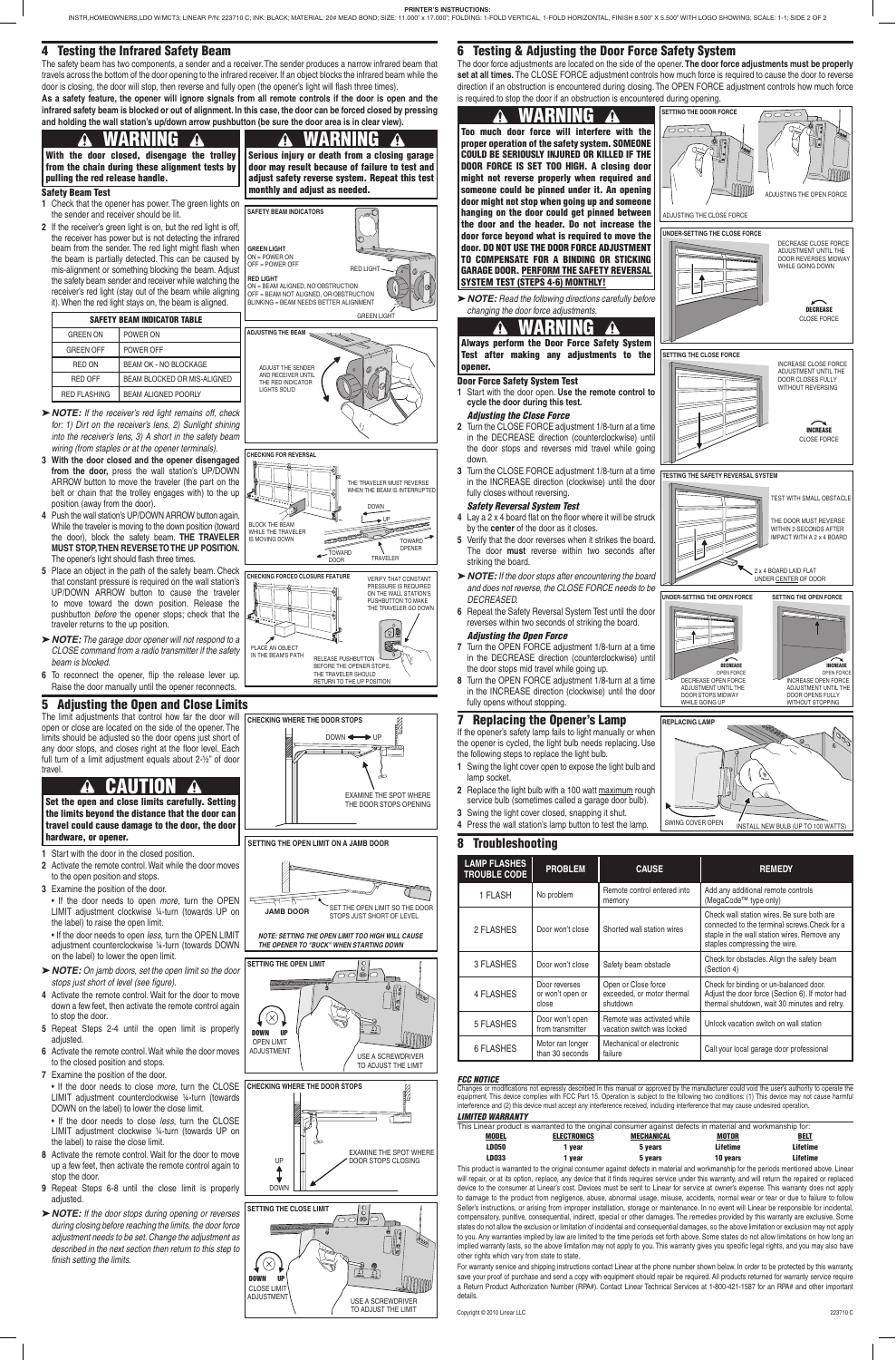## 4 Testing the Infrared Safety Beam

The safety beam has two components, a sender and a receiver. The sender produces a narrow infrared beam that travels across the bottom of the door opening to the infrared receiver. If an object blocks the infrared beam while the door is closing, the door will stop, then reverse and fully open (the opener's light will flash three times).

**As a safety feature, the opener will ignore signals from all remote controls if the door is open and the infrared safety beam is blocked or out of alignment. In this case, the door can be forced closed by pressing and holding the wall station's up/down arrow pushbutton (be sure the door area is in clear view).**

**⚠ WARNING ⚠**

**With the door closed, disengage the trolley from the chain during these alignment tests by pulling the red release handle.**

**⚠ WARNING ⚠**

**Serious injury or death from a closing garage door may result because of failure to test and adjust safety reverse system. Repeat this test monthly and adjust as needed.**

### Safety Beam Test

1. Check that the opener has power. The green lights on the sender and receiver should be lit.
2. If the receiver's green light is on, but the red light is off, the receiver has power but is not detecting the infrared beam from the sender. The red light might flash when the beam is partially detected. This can be caused by mis-alignment or something blocking the beam. Adjust the safety beam sender and receiver while watching the receiver's red light (stay out of the beam while aligning it). When the red light stays on, the beam is aligned.

| SAFETY BEAM INDICATOR TABLE | |
|---|---|
| GREEN ON | POWER ON |
| GREEN OFF | POWER OFF |
| RED ON | BEAM OK - NO BLOCKAGE |
| RED OFF | BEAM BLOCKED OR MIS-ALIGNED |
| RED FLASHING | BEAM ALIGNED POORLY |

SAFETY BEAM INDICATORS

GREEN LIGHT
ON = POWER ON
OFF = POWER OFF

RED LIGHT
ON = BEAM ALIGNED, NO OBSTRUCTION
OFF = BEAM NOT ALIGNED, OR OBSTRUCTION
BLINKING = BEAM NEEDS BETTER ALIGNMENT

RED LIGHT

GREEN LIGHT

ADJUSTING THE BEAM

ADJUST THE SENDER AND RECEIVER UNTIL THE RED INDICATOR LIGHTS SOLID

➤ ***NOTE:** If the receiver's red light remains off, check for: 1) Dirt on the receiver's lens, 2) Sunlight shining into the receiver's lens, 3) A short in the safety beam wiring (from staples or at the opener terminals).*

3. **With the door closed and the opener disengaged from the door,** press the wall station's UP/DOWN ARROW button to move the traveler (the part on the belt or chain that the trolley engages with) to the up position (away from the door).
4. Push the wall station's UP/DOWN ARROW button again. While the traveler is moving to the down position (toward the door), block the safety beam. **THE TRAVELER MUST STOP, THEN REVERSE TO THE UP POSITION.** The opener's light should flash three times.
5. Place an object in the path of the safety beam. Check that constant pressure is required on the wall station's UP/DOWN ARROW button to cause the traveler to move toward the down position. Release the pushbutton *before* the opener stops; check that the traveler returns to the up position.

➤ ***NOTE:** The garage door opener will not respond to a CLOSE command from a radio transmitter if the safety beam is blocked.*

6. To reconnect the opener, flip the release lever up. Raise the door manually until the opener reconnects.

CHECKING FOR REVERSAL

THE TRAVELER MUST REVERSE WHEN THE BEAM IS INTERRUPTED

DOWN

UP

BLOCK THE BEAM WHILE THE TRAVELER IS MOVING DOWN

TOWARD DOOR

TOWARD OPENER

TRAVELER

CHECKING FORCED CLOSURE FEATURE

VERIFY THAT CONSTANT PRESSURE IS REQUIRED ON THE WALL STATION'S PUSHBUTTON TO MAKE THE TRAVELER GO DOWN

PLACE AN OBJECT IN THE BEAM'S PATH

RELEASE PUSHBUTTON BEFORE THE OPENER STOPS, THE TRAVELER SHOULD RETURN TO THE UP POSITION

## 5 Adjusting the Open and Close Limits

The limit adjustments that control how far the door will open or close are located on the side of the opener. The limits should be adjusted so the door opens just short of any door stops, and closes right at the floor level. Each full turn of a limit adjustment equals about 2-½" of door travel.

**⚠ CAUTION ⚠**

**Set the open and close limits carefully. Setting the limits beyond the distance that the door can travel could cause damage to the door, the door hardware, or opener.**

1. Start with the door in the closed position.
2. Activate the remote control. Wait while the door moves to the open position and stops.
3. Examine the position of the door.
   - If the door needs to open *more*, turn the OPEN LIMIT adjustment clockwise ¼-turn (towards UP on the label) to raise the open limit.
   - If the door needs to open *less*, turn the OPEN LIMIT adjustment counterclockwise ¼-turn (towards DOWN on the label) to lower the open limit.

➤ ***NOTE:** On jamb doors, set the open limit so the door stops just short of level (see figure).*

4. Activate the remote control. Wait for the door to move down a few feet, then activate the remote control again to stop the door.
5. Repeat Steps 2-4 until the open limit is properly adjusted.
6. Activate the remote control. Wait while the door moves to the closed position and stops.
7. Examine the position of the door.
   - If the door needs to close *more*, turn the CLOSE LIMIT adjustment counterclockwise ¼-turn (towards DOWN on the label) to lower the close limit.
   - If the door needs to close *less*, turn the CLOSE LIMIT adjustment clockwise ¼-turn (towards UP on the label) to raise the close limit.
8. Activate the remote control. Wait for the door to move up a few feet, then activate the remote control again to stop the door.
9. Repeat Steps 6-8 until the close limit is properly adjusted.

➤ ***NOTE:** If the door stops during opening or reverses during closing before reaching the limits, the door force adjustment needs to be set. Change the adjustment as described in the next section then return to this step to finish setting the limits.*

CHECKING WHERE THE DOOR STOPS

DOWN ⟷ UP

EXAMINE THE SPOT WHERE THE DOOR STOPS OPENING

SETTING THE OPEN LIMIT ON A JAMB DOOR

JAMB DOOR

SET THE OPEN LIMIT SO THE DOOR STOPS JUST SHORT OF LEVEL

*NOTE: SETTING THE OPEN LIMIT TOO HIGH WILL CAUSE THE OPENER TO "BUCK" WHEN STARTING DOWN*

SETTING THE OPEN LIMIT

DOWN UP
OPEN LIMIT ADJUSTMENT

USE A SCREWDRIVER TO ADJUST THE LIMIT

CHECKING WHERE THE DOOR STOPS

UP

DOWN

EXAMINE THE SPOT WHERE DOOR STOPS CLOSING

SETTING THE CLOSE LIMIT

DOWN UP
CLOSE LIMIT ADJUSTMENT

USE A SCREWDRIVER TO ADJUST THE LIMIT

## 6 Testing & Adjusting the Door Force Safety System

The door force adjustments are located on the side of the opener. **The door force adjustments must be properly set at all times.** The CLOSE FORCE adjustment controls how much force is required to cause the door to reverse direction if an obstruction is encountered during closing. The OPEN FORCE adjustment controls how much force is required to stop the door if an obstruction is encountered during opening.

**⚠ WARNING ⚠**

**Too much door force will interfere with the proper operation of the safety system. SOMEONE COULD BE SERIOUSLY INJURED OR KILLED IF THE DOOR FORCE IS SET TOO HIGH. A closing door might not reverse properly when required and someone could be pinned under it. An opening door might not stop when going up and someone hanging on the door could get pinned between the door and the header. Do not increase the door force beyond what is required to move the door. DO NOT USE THE DOOR FORCE ADJUSTMENT TO COMPENSATE FOR A BINDING OR STICKING GARAGE DOOR. PERFORM THE SAFETY REVERSAL SYSTEM TEST (STEPS 4-6) MONTHLY!**

➤ ***NOTE:** Read the following directions carefully before changing the door force adjustments.*

**⚠ WARNING ⚠**

**Always perform the Door Force Safety System Test after making any adjustments to the opener.**

### Door Force Safety System Test

1. Start with the door open. **Use the remote control to cycle the door during this test.**

***Adjusting the Close Force***

2. Turn the CLOSE FORCE adjustment 1/8-turn at a time in the DECREASE direction (counterclockwise) until the door stops and reverses mid travel while going down.
3. Turn the CLOSE FORCE adjustment 1/8-turn at a time in the INCREASE direction (clockwise) until the door fully closes without reversing.

***Safety Reversal System Test***

4. Lay a 2 x 4 board flat on the floor where it will be struck by the **center** of the door as it closes.
5. Verify that the door reverses when it strikes the board. The door **must** reverse within two seconds after striking the board.

➤ ***NOTE:** If the door stops after encountering the board and does not reverse, the CLOSE FORCE needs to be DECREASED.*

6. Repeat the Safety Reversal System Test until the door reverses within two seconds of striking the board.

***Adjusting the Open Force***

7. Turn the OPEN FORCE adjustment 1/8-turn at a time in the DECREASE direction (counterclockwise) until the door stops mid travel while going up.
8. Turn the OPEN FORCE adjustment 1/8-turn at a time in the INCREASE direction (clockwise) until the door fully opens without stopping.

SETTING THE DOOR FORCE

ADJUSTING THE OPEN FORCE

ADJUSTING THE CLOSE FORCE

UNDER-SETTING THE CLOSE FORCE

DECREASE CLOSE FORCE ADJUSTMENT UNTIL THE DOOR REVERSES MIDWAY WHILE GOING DOWN

DECREASE
CLOSE FORCE

SETTING THE CLOSE FORCE

INCREASE CLOSE FORCE ADJUSTMENT UNTIL THE DOOR CLOSES FULLY WITHOUT REVERSING

INCREASE
CLOSE FORCE

TESTING THE SAFETY REVERSAL SYSTEM

TEST WITH SMALL OBSTACLE

THE DOOR MUST REVERSE WITHIN 2-SECONDS AFTER IMPACT WITH A 2 x 4 BOARD

2 x 4 BOARD LAID FLAT UNDER CENTER OF DOOR

UNDER-SETTING THE OPEN FORCE

DECREASE
OPEN FORCE

DECREASE OPEN FORCE ADJUSTMENT UNTIL THE DOOR STOPS MIDWAY WHILE GOING UP

SETTING THE OPEN FORCE

INCREASE
OPEN FORCE

INCREASE OPEN FORCE ADJUSTMENT UNTIL THE DOOR OPENS FULLY WITHOUT STOPPING

## 7 Replacing the Opener's Lamp

If the opener's safety lamp fails to light manually or when the opener is cycled, the light bulb needs replacing. Use the following steps to replace the light bulb.

1. Swing the light cover open to expose the light bulb and lamp socket.
2. Replace the light bulb with a 100 watt maximum rough service bulb (sometimes called a garage door bulb).
3. Swing the light cover closed, snapping it shut.
4. Press the wall station's lamp button to test the lamp.

REPLACING LAMP

SWING COVER OPEN

INSTALL NEW BULB (UP TO 100 WATTS)

## 8 Troubleshooting

| LAMP FLASHES TROUBLE CODE | PROBLEM | CAUSE | REMEDY |
|---|---|---|---|
| 1 FLASH | No problem | Remote control entered into memory | Add any additional remote controls (MegaCode™ type only) |
| 2 FLASHES | Door won't close | Shorted wall station wires | Check wall station wires. Be sure both are connected to the terminal screws.Check for a staple in the wall station wires. Remove any staples compressing the wire. |
| 3 FLASHES | Door won't close | Safety beam obstacle | Check for obstacles. Align the safety beam (Section 4) |
| 4 FLASHES | Door reverses or won't open or close | Open or Close force exceeded, or motor thermal shutdown | Check for binding or un-balanced door. Adjust the door force (Section 6). If motor had thermal shutdown, wait 30 minutes and retry. |
| 5 FLASHES | Door won't open from transmitter | Remote was activated while vacation switch was locked | Unlock vacation switch on wall station |
| 6 FLASHES | Motor ran longer than 30 seconds | Mechanical or electronic failure | Call your local garage door professional |

***FCC NOTICE***

Changes or modifications not expressly described in this manual or approved by the manufacturer could void the user's authority to operate the equipment. This device complies with FCC Part 15. Operation is subject to the following two conditions: (1) This device may not cause harmful interference and (2) this device must accept any interference received, including interference that may cause undesired operation.

***LIMITED WARRANTY***

This Linear product is warranted to the original consumer against defects in material and workmanship for:

| MODEL | ELECTRONICS | MECHANICAL | MOTOR | BELT |
|---|---|---|---|---|
| LDO50 | 1 year | 5 years | Lifetime | Lifetime |
| LDO33 | 1 year | 5 years | 10 years | Lifetime |

This product is warranted to the original consumer against defects in material and workmanship for the periods mentioned above. Linear will repair, or at its option, replace, any device that it finds requires service under this warranty, and will return the repaired or replaced device to the consumer at Linear's cost. Devices must be sent to Linear for service at owner's expense. This warranty does not apply to damage to the product from negligence, abuse, abnormal usage, misuse, accidents, normal wear or tear or due to failure to follow Seller's instructions, or arising from improper installation, storage or maintenance. In no event will Linear be responsible for incidental, compensatory, punitive, consequential, indirect, special or other damages. The remedies provided by this warranty are exclusive. Some states do not allow the exclusion or limitation of incidental and consequential damages, so the above limitation or exclusion may not apply to you. Any warranties implied by law are limited to the time periods set forth above. Some states do not allow limitations on how long an implied warranty lasts, so the above limitation may not apply to you. This warranty gives you specific legal rights, and you may also have other rights which vary from state to state.

For warranty service and shipping instructions contact Linear at the phone number shown below. In order to be protected by this warranty, save your proof of purchase and send a copy with equipment should repair be required. All products returned for warranty service require a Return Product Authorization Number (RPA#). Contact Linear Technical Services at 1-800-421-1587 for an RPA# and other important details.

Copyright © 2010 Linear LLC 223710 C